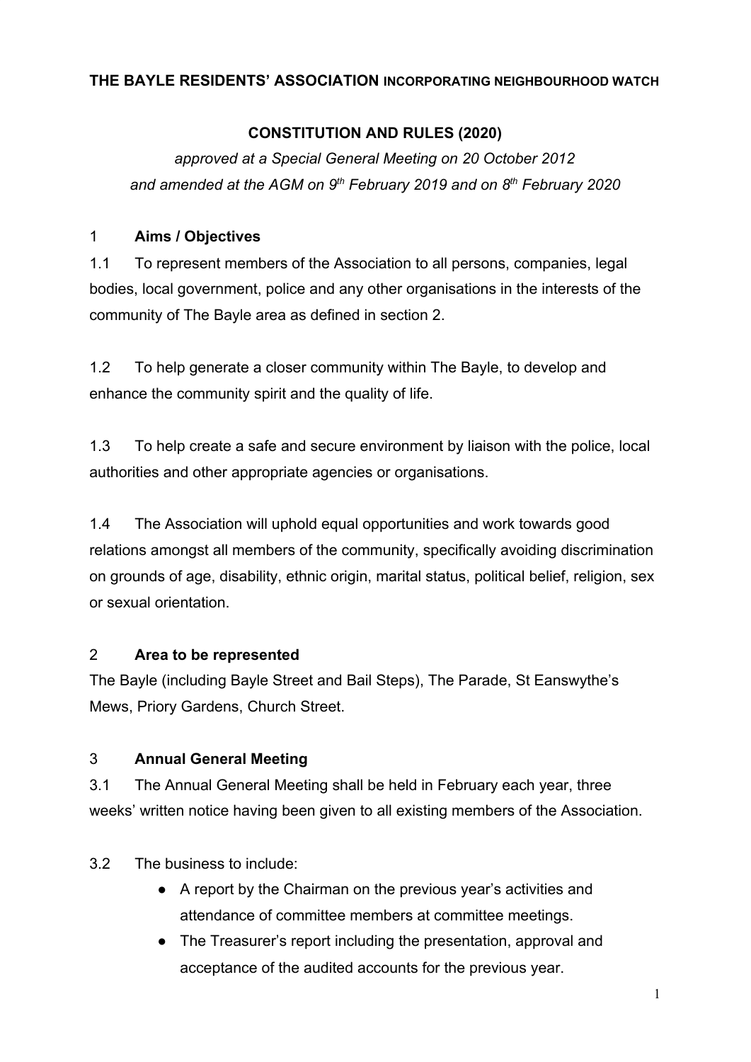**THE BAYLE RESIDENTS' ASSOCIATION INCORPORATING NEIGHBOURHOOD WATCH**

**CONSTITUTION AND RULES (2020)**

*approved at a Special General Meeting on 20 October 2012*
*and amended at the AGM on 9th February 2019 and on 8th February 2020*

## 1 Aims / Objectives

1.1 To represent members of the Association to all persons, companies, legal bodies, local government, police and any other organisations in the interests of the community of The Bayle area as defined in section 2.

1.2 To help generate a closer community within The Bayle, to develop and enhance the community spirit and the quality of life.

1.3 To help create a safe and secure environment by liaison with the police, local authorities and other appropriate agencies or organisations.

1.4 The Association will uphold equal opportunities and work towards good relations amongst all members of the community, specifically avoiding discrimination on grounds of age, disability, ethnic origin, marital status, political belief, religion, sex or sexual orientation.

## 2 Area to be represented

The Bayle (including Bayle Street and Bail Steps), The Parade, St Eanswythe's Mews, Priory Gardens, Church Street.

## 3 Annual General Meeting

3.1 The Annual General Meeting shall be held in February each year, three weeks' written notice having been given to all existing members of the Association.

3.2 The business to include:

- A report by the Chairman on the previous year's activities and attendance of committee members at committee meetings.
- The Treasurer's report including the presentation, approval and acceptance of the audited accounts for the previous year.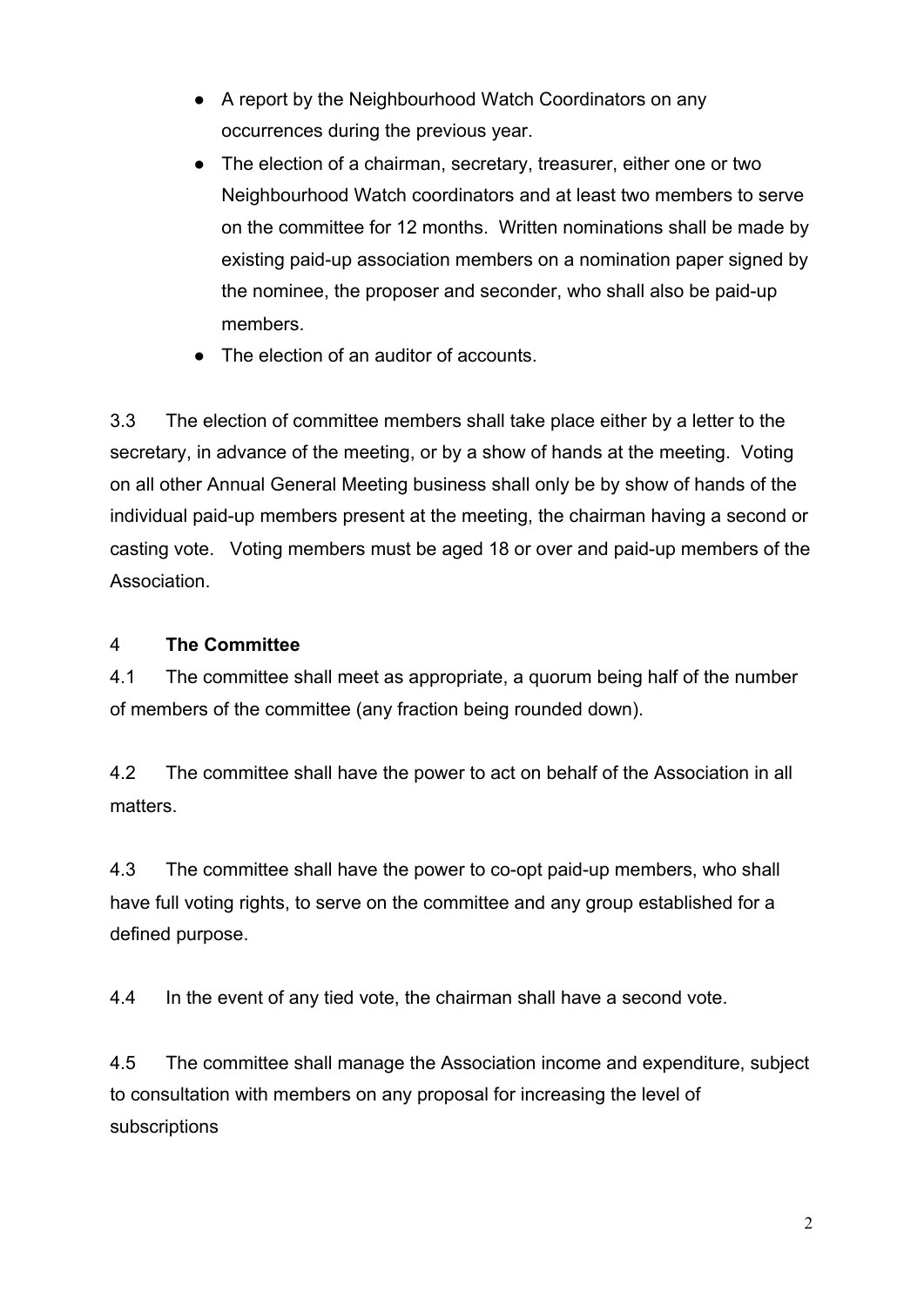- A report by the Neighbourhood Watch Coordinators on any occurrences during the previous year.
- The election of a chairman, secretary, treasurer, either one or two Neighbourhood Watch coordinators and at least two members to serve on the committee for 12 months. Written nominations shall be made by existing paid-up association members on a nomination paper signed by the nominee, the proposer and seconder, who shall also be paid-up members.
- The election of an auditor of accounts.

3.3 The election of committee members shall take place either by a letter to the secretary, in advance of the meeting, or by a show of hands at the meeting. Voting on all other Annual General Meeting business shall only be by show of hands of the individual paid-up members present at the meeting, the chairman having a second or casting vote. Voting members must be aged 18 or over and paid-up members of the Association.

## 4 The Committee

4.1 The committee shall meet as appropriate, a quorum being half of the number of members of the committee (any fraction being rounded down).

4.2 The committee shall have the power to act on behalf of the Association in all matters.

4.3 The committee shall have the power to co-opt paid-up members, who shall have full voting rights, to serve on the committee and any group established for a defined purpose.

4.4 In the event of any tied vote, the chairman shall have a second vote.

4.5 The committee shall manage the Association income and expenditure, subject to consultation with members on any proposal for increasing the level of subscriptions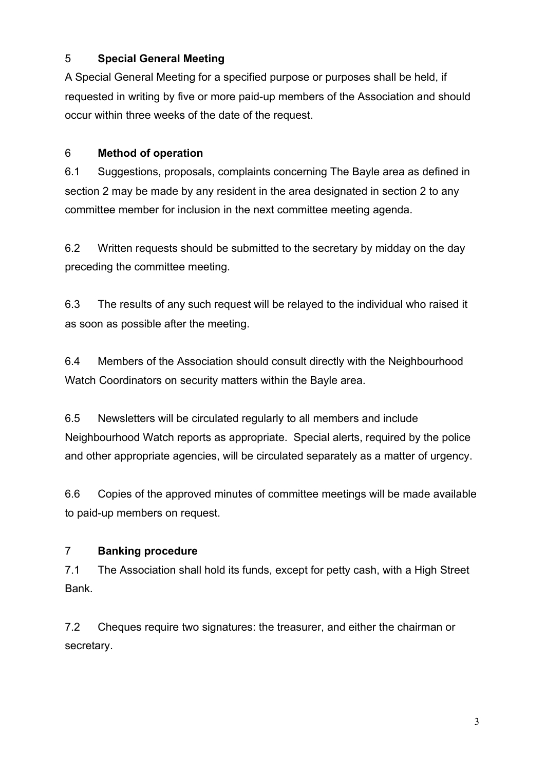## 5 Special General Meeting

A Special General Meeting for a specified purpose or purposes shall be held, if requested in writing by five or more paid-up members of the Association and should occur within three weeks of the date of the request.

## 6 Method of operation

6.1 Suggestions, proposals, complaints concerning The Bayle area as defined in section 2 may be made by any resident in the area designated in section 2 to any committee member for inclusion in the next committee meeting agenda.

6.2 Written requests should be submitted to the secretary by midday on the day preceding the committee meeting.

6.3 The results of any such request will be relayed to the individual who raised it as soon as possible after the meeting.

6.4 Members of the Association should consult directly with the Neighbourhood Watch Coordinators on security matters within the Bayle area.

6.5 Newsletters will be circulated regularly to all members and include Neighbourhood Watch reports as appropriate. Special alerts, required by the police and other appropriate agencies, will be circulated separately as a matter of urgency.

6.6 Copies of the approved minutes of committee meetings will be made available to paid-up members on request.

## 7 Banking procedure

7.1 The Association shall hold its funds, except for petty cash, with a High Street Bank.

7.2 Cheques require two signatures: the treasurer, and either the chairman or secretary.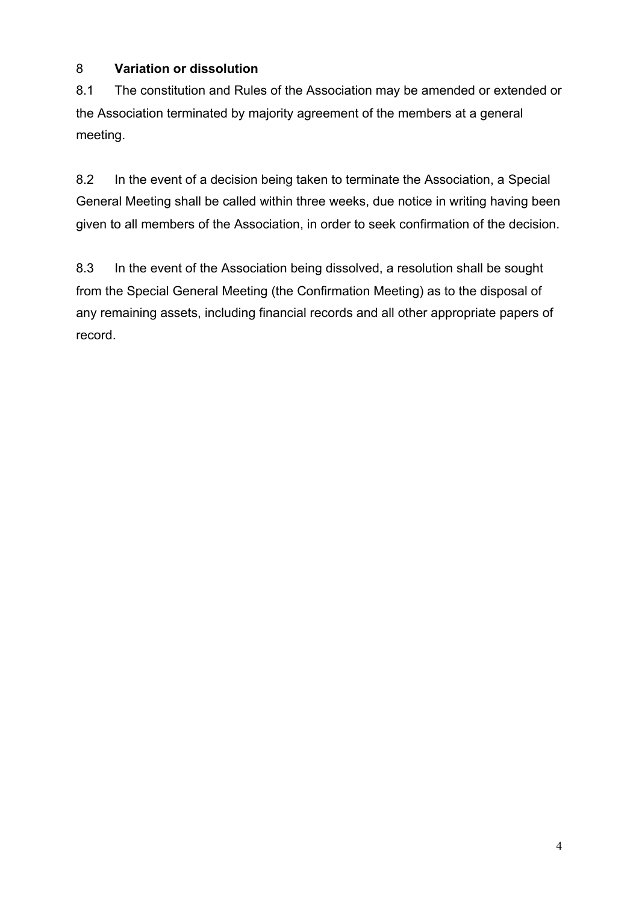## 8 Variation or dissolution

8.1 The constitution and Rules of the Association may be amended or extended or the Association terminated by majority agreement of the members at a general meeting.

8.2 In the event of a decision being taken to terminate the Association, a Special General Meeting shall be called within three weeks, due notice in writing having been given to all members of the Association, in order to seek confirmation of the decision.

8.3 In the event of the Association being dissolved, a resolution shall be sought from the Special General Meeting (the Confirmation Meeting) as to the disposal of any remaining assets, including financial records and all other appropriate papers of record.